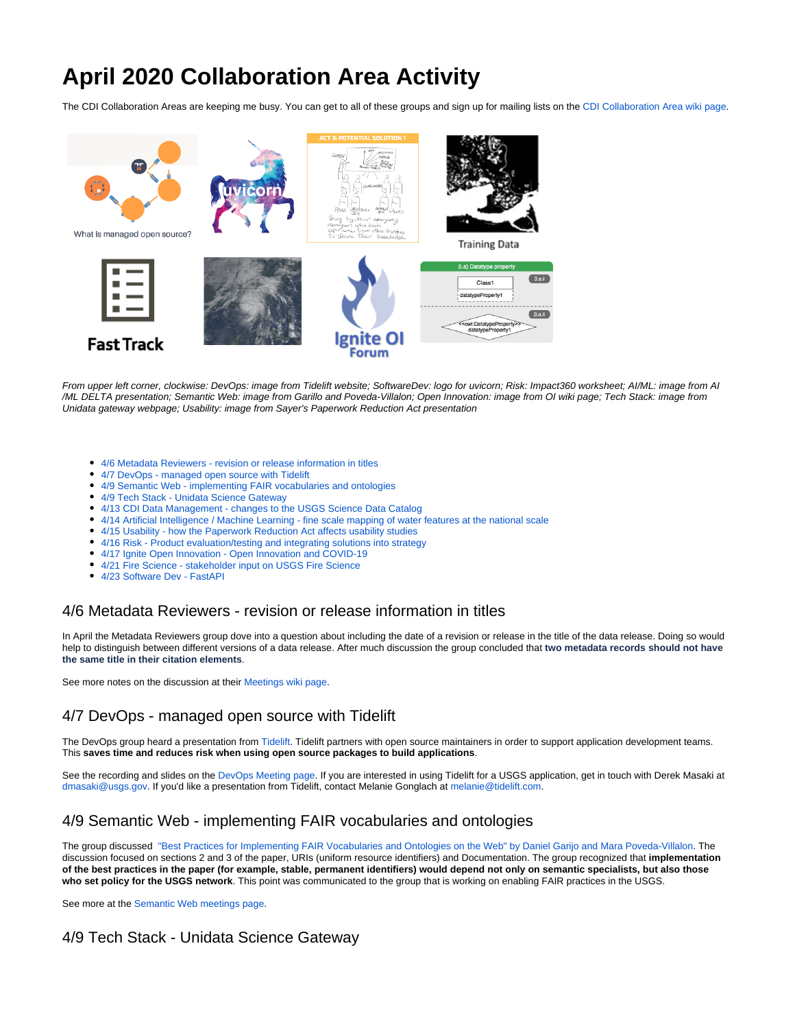# April 2020 Collaboration Area Activity

The CDI Collaboration Areas are keeping me busy. You can get to all of these groups and sign up for mailing lists on the CDI Collaboration Area wiki page.

*From upper left corner, clockwise: DevOps: image from Tidelift website; SoftwareDev: logo for uvicorn; Risk: Impact360 worksheet; AI/ML: image from AI /ML DELTA presentation; Semantic Web: image from Garillo and Poveda-Villalon; Open Innovation: image from OI wiki page; Tech Stack: image from Unidata gateway webpage; Usability: image from Sayer's Paperwork Reduction Act presentation*

- 4/6 Metadata Reviewers - revision or release information in titles
- 4/7 DevOps - managed open source with Tidelift
- 4/9 Semantic Web - implementing FAIR vocabularies and ontologies
- 4/9 Tech Stack - Unidata Science Gateway
- 4/13 CDI Data Management - changes to the USGS Science Data Catalog
- 4/14 Artificial Intelligence / Machine Learning - fine scale mapping of water features at the national scale
- 4/15 Usability - how the Paperwork Reduction Act affects usability studies
- 4/16 Risk - Product evaluation/testing and integrating solutions into strategy
- 4/17 Ignite Open Innovation - Open Innovation and COVID-19
- 4/21 Fire Science - stakeholder input on USGS Fire Science
- 4/23 Software Dev - FastAPI

## 4/6 Metadata Reviewers - revision or release information in titles

In April the Metadata Reviewers group dove into a question about including the date of a revision or release in the title of the data release. Doing so would help to distinguish between different versions of a data release. After much discussion the group concluded that **two metadata records should not have the same title in their citation elements**.

See more notes on the discussion at their Meetings wiki page.

## 4/7 DevOps - managed open source with Tidelift

The DevOps group heard a presentation from Tidelift. Tidelift partners with open source maintainers in order to support application development teams. This **saves time and reduces risk when using open source packages to build applications**.

See the recording and slides on the DevOps Meeting page. If you are interested in using Tidelift for a USGS application, get in touch with Derek Masaki at dmasaki@usgs.gov. If you'd like a presentation from Tidelift, contact Melanie Gonglach at melanie@tidelift.com.

## 4/9 Semantic Web - implementing FAIR vocabularies and ontologies

The group discussed "Best Practices for Implementing FAIR Vocabularies and Ontologies on the Web" by Daniel Garijo and Mara Poveda-Villalon. The discussion focused on sections 2 and 3 of the paper, URIs (uniform resource identifiers) and Documentation. The group recognized that **implementation of the best practices in the paper (for example, stable, permanent identifiers) would depend not only on semantic specialists, but also those who set policy for the USGS network**. This point was communicated to the group that is working on enabling FAIR practices in the USGS.

See more at the Semantic Web meetings page.

## 4/9 Tech Stack - Unidata Science Gateway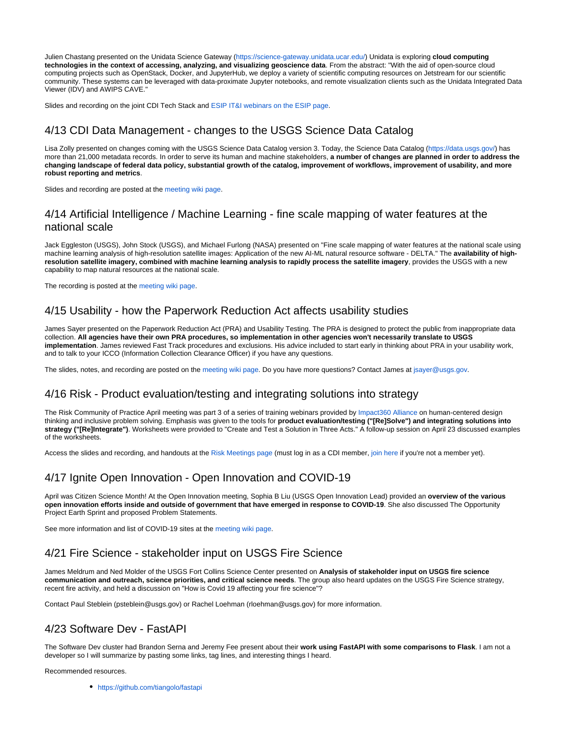Julien Chastang presented on the Unidata Science Gateway (https://science-gateway.unidata.ucar.edu/) Unidata is exploring **cloud computing technologies in the context of accessing, analyzing, and visualizing geoscience data**. From the abstract: "With the aid of open-source cloud computing projects such as OpenStack, Docker, and JupyterHub, we deploy a variety of scientific computing resources on Jetstream for our scientific community. These systems can be leveraged with data-proximate Jupyter notebooks, and remote visualization clients such as the Unidata Integrated Data Viewer (IDV) and AWIPS CAVE."

Slides and recording on the joint CDI Tech Stack and ESIP IT&I webinars on the ESIP page.

## 4/13 CDI Data Management - changes to the USGS Science Data Catalog

Lisa Zolly presented on changes coming with the USGS Science Data Catalog version 3. Today, the Science Data Catalog (https://data.usgs.gov/) has more than 21,000 metadata records. In order to serve its human and machine stakeholders, **a number of changes are planned in order to address the changing landscape of federal data policy, substantial growth of the catalog, improvement of workflows, improvement of usability, and more robust reporting and metrics**.

Slides and recording are posted at the meeting wiki page.

## 4/14 Artificial Intelligence / Machine Learning - fine scale mapping of water features at the national scale

Jack Eggleston (USGS), John Stock (USGS), and Michael Furlong (NASA) presented on "Fine scale mapping of water features at the national scale using machine learning analysis of high-resolution satellite images: Application of the new AI-ML natural resource software - DELTA." The **availability of high-resolution satellite imagery, combined with machine learning analysis to rapidly process the satellite imagery**, provides the USGS with a new capability to map natural resources at the national scale.

The recording is posted at the meeting wiki page.

## 4/15 Usability - how the Paperwork Reduction Act affects usability studies

James Sayer presented on the Paperwork Reduction Act (PRA) and Usability Testing. The PRA is designed to protect the public from inappropriate data collection. **All agencies have their own PRA procedures, so implementation in other agencies won't necessarily translate to USGS implementation**. James reviewed Fast Track procedures and exclusions. His advice included to start early in thinking about PRA in your usability work, and to talk to your ICCO (Information Collection Clearance Officer) if you have any questions.

The slides, notes, and recording are posted on the meeting wiki page. Do you have more questions? Contact James at jsayer@usgs.gov.

## 4/16 Risk - Product evaluation/testing and integrating solutions into strategy

The Risk Community of Practice April meeting was part 3 of a series of training webinars provided by Impact360 Alliance on human-centered design thinking and inclusive problem solving. Emphasis was given to the tools for **product evaluation/testing ("[Re]Solve") and integrating solutions into strategy ("[Re]Integrate")**. Worksheets were provided to "Create and Test a Solution in Three Acts." A follow-up session on April 23 discussed examples of the worksheets.

Access the slides and recording, and handouts at the Risk Meetings page (must log in as a CDI member, join here if you're not a member yet).

## 4/17 Ignite Open Innovation - Open Innovation and COVID-19

April was Citizen Science Month! At the Open Innovation meeting, Sophia B Liu (USGS Open Innovation Lead) provided an **overview of the various open innovation efforts inside and outside of government that have emerged in response to COVID-19**. She also discussed The Opportunity Project Earth Sprint and proposed Problem Statements.

See more information and list of COVID-19 sites at the meeting wiki page.

## 4/21 Fire Science - stakeholder input on USGS Fire Science

James Meldrum and Ned Molder of the USGS Fort Collins Science Center presented on **Analysis of stakeholder input on USGS fire science communication and outreach, science priorities, and critical science needs**. The group also heard updates on the USGS Fire Science strategy, recent fire activity, and held a discussion on "How is Covid 19 affecting your fire science"?

Contact Paul Steblein (psteblein@usgs.gov) or Rachel Loehman (rloehman@usgs.gov) for more information.

## 4/23 Software Dev - FastAPI

The Software Dev cluster had Brandon Serna and Jeremy Fee present about their **work using FastAPI with some comparisons to Flask**. I am not a developer so I will summarize by pasting some links, tag lines, and interesting things I heard.

Recommended resources.

- https://github.com/tiangolo/fastapi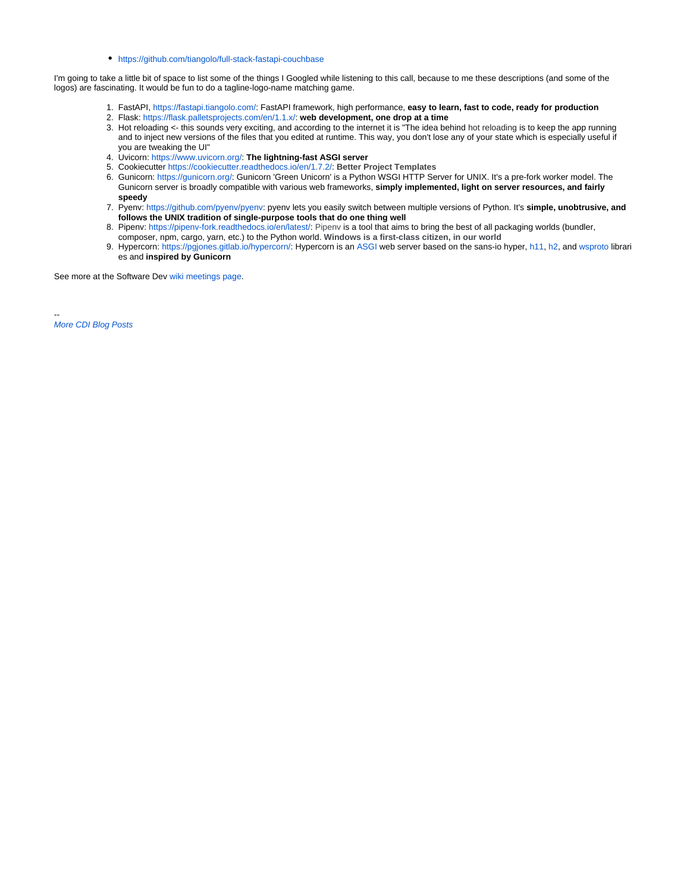- https://github.com/tiangolo/full-stack-fastapi-couchbase

I'm going to take a little bit of space to list some of the things I Googled while listening to this call, because to me these descriptions (and some of the logos) are fascinating. It would be fun to do a tagline-logo-name matching game.

1. FastAPI, https://fastapi.tiangolo.com/: FastAPI framework, high performance, **easy to learn, fast to code, ready for production**
2. Flask: https://flask.palletsprojects.com/en/1.1.x/: **web development, one drop at a time**
3. Hot reloading <- this sounds very exciting, and according to the internet it is "The idea behind hot reloading is to keep the app running and to inject new versions of the files that you edited at runtime. This way, you don't lose any of your state which is especially useful if you are tweaking the UI"
4. Uvicorn: https://www.uvicorn.org/: **The lightning-fast ASGI server**
5. Cookiecutter https://cookiecutter.readthedocs.io/en/1.7.2/: **Better Project Templates**
6. Gunicorn: https://gunicorn.org/: Gunicorn 'Green Unicorn' is a Python WSGI HTTP Server for UNIX. It's a pre-fork worker model. The Gunicorn server is broadly compatible with various web frameworks, **simply implemented, light on server resources, and fairly speedy**
7. Pyenv: https://github.com/pyenv/pyenv: pyenv lets you easily switch between multiple versions of Python. It's **simple, unobtrusive, and follows the UNIX tradition of single-purpose tools that do one thing well**
8. Pipenv: https://pipenv-fork.readthedocs.io/en/latest/: Pipenv is a tool that aims to bring the best of all packaging worlds (bundler, composer, npm, cargo, yarn, etc.) to the Python world. **Windows is a first-class citizen, in our world**
9. Hypercorn: https://pgjones.gitlab.io/hypercorn/: Hypercorn is an ASGI web server based on the sans-io hyper, h11, h2, and wsproto libraries and **inspired by Gunicorn**

See more at the Software Dev wiki meetings page.

--
*More CDI Blog Posts*